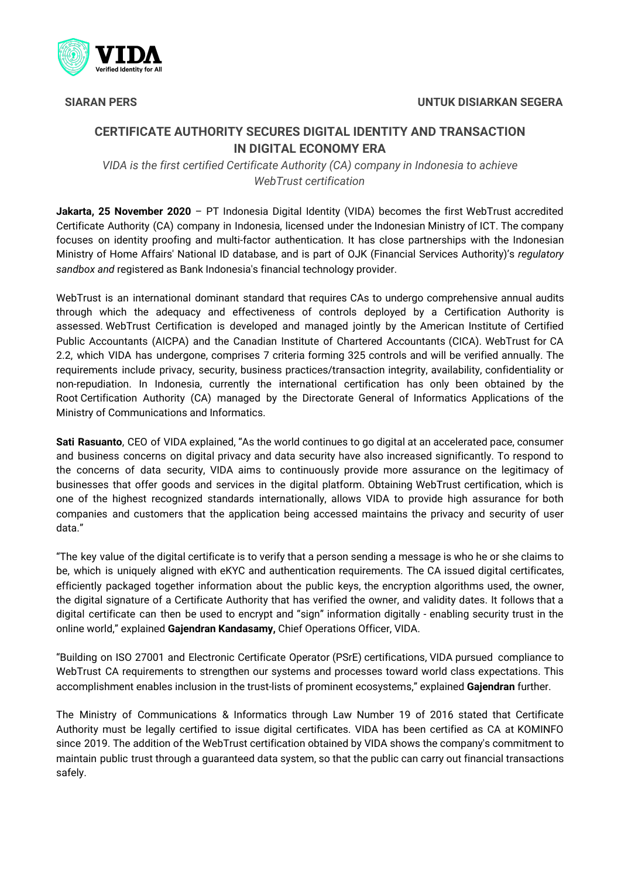**SIARAN PERS** **UNTUK DISIARKAN SEGERA**

## CERTIFICATE AUTHORITY SECURES DIGITAL IDENTITY AND TRANSACTION IN DIGITAL ECONOMY ERA

*VIDA is the first certified Certificate Authority (CA) company in Indonesia to achieve WebTrust certification*

**Jakarta, 25 November 2020** – PT Indonesia Digital Identity (VIDA) becomes the first WebTrust accredited Certificate Authority (CA) company in Indonesia, licensed under the Indonesian Ministry of ICT. The company focuses on identity proofing and multi-factor authentication. It has close partnerships with the Indonesian Ministry of Home Affairs' National ID database, and is part of OJK (Financial Services Authority)'s *regulatory sandbox and* registered as Bank Indonesia's financial technology provider.

WebTrust is an international dominant standard that requires CAs to undergo comprehensive annual audits through which the adequacy and effectiveness of controls deployed by a Certification Authority is assessed. WebTrust Certification is developed and managed jointly by the American Institute of Certified Public Accountants (AICPA) and the Canadian Institute of Chartered Accountants (CICA). WebTrust for CA 2.2, which VIDA has undergone, comprises 7 criteria forming 325 controls and will be verified annually. The requirements include privacy, security, business practices/transaction integrity, availability, confidentiality or non-repudiation. In Indonesia, currently the international certification has only been obtained by the Root Certification Authority (CA) managed by the Directorate General of Informatics Applications of the Ministry of Communications and Informatics.

**Sati Rasuanto**, CEO of VIDA explained, "As the world continues to go digital at an accelerated pace, consumer and business concerns on digital privacy and data security have also increased significantly. To respond to the concerns of data security, VIDA aims to continuously provide more assurance on the legitimacy of businesses that offer goods and services in the digital platform. Obtaining WebTrust certification, which is one of the highest recognized standards internationally, allows VIDA to provide high assurance for both companies and customers that the application being accessed maintains the privacy and security of user data."

"The key value of the digital certificate is to verify that a person sending a message is who he or she claims to be, which is uniquely aligned with eKYC and authentication requirements. The CA issued digital certificates, efficiently packaged together information about the public keys, the encryption algorithms used, the owner, the digital signature of a Certificate Authority that has verified the owner, and validity dates. It follows that a digital certificate can then be used to encrypt and "sign" information digitally - enabling security trust in the online world," explained **Gajendran Kandasamy,** Chief Operations Officer, VIDA.

"Building on ISO 27001 and Electronic Certificate Operator (PSrE) certifications, VIDA pursued compliance to WebTrust CA requirements to strengthen our systems and processes toward world class expectations. This accomplishment enables inclusion in the trust-lists of prominent ecosystems," explained **Gajendran** further.

The Ministry of Communications & Informatics through Law Number 19 of 2016 stated that Certificate Authority must be legally certified to issue digital certificates. VIDA has been certified as CA at KOMINFO since 2019. The addition of the WebTrust certification obtained by VIDA shows the company's commitment to maintain public trust through a guaranteed data system, so that the public can carry out financial transactions safely.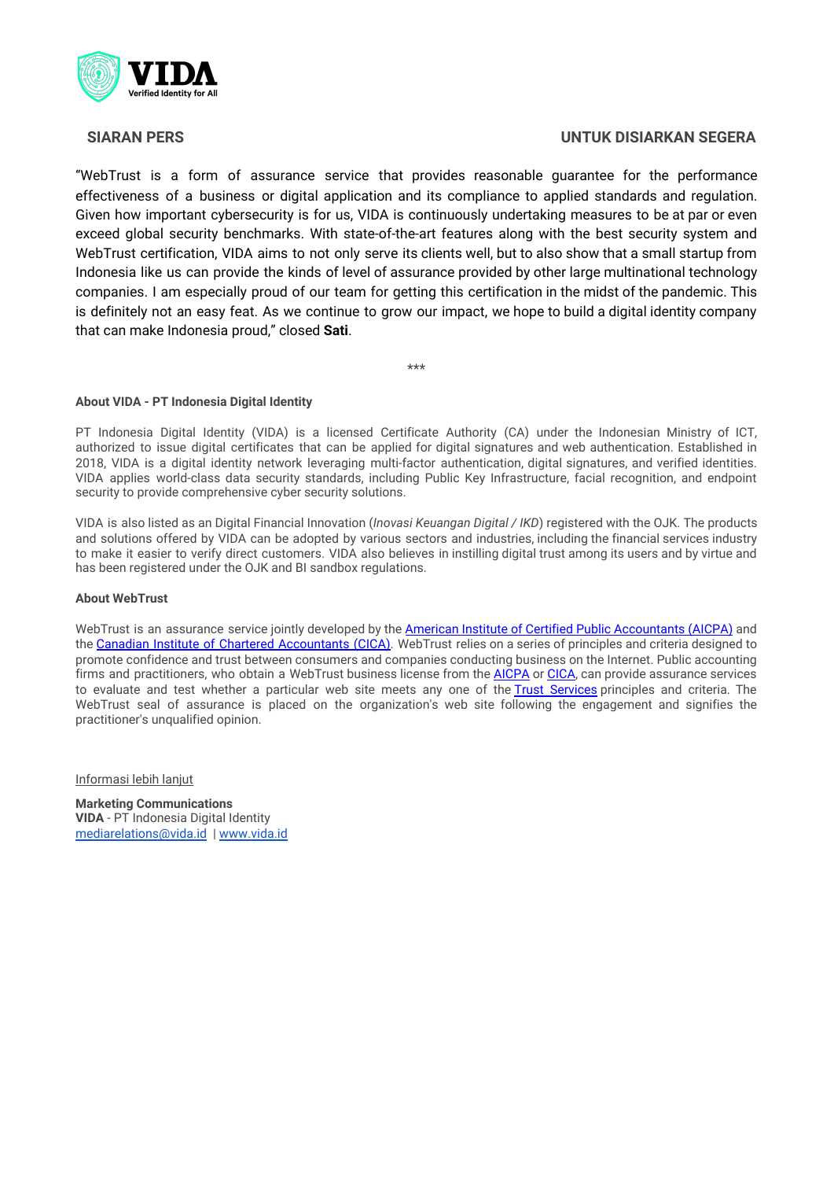**SIARAN PERS** **UNTUK DISIARKAN SEGERA**

"WebTrust is a form of assurance service that provides reasonable guarantee for the performance effectiveness of a business or digital application and its compliance to applied standards and regulation. Given how important cybersecurity is for us, VIDA is continuously undertaking measures to be at par or even exceed global security benchmarks. With state-of-the-art features along with the best security system and WebTrust certification, VIDA aims to not only serve its clients well, but to also show that a small startup from Indonesia like us can provide the kinds of level of assurance provided by other large multinational technology companies. I am especially proud of our team for getting this certification in the midst of the pandemic. This is definitely not an easy feat. As we continue to grow our impact, we hope to build a digital identity company that can make Indonesia proud," closed **Sati**.

***

**About VIDA - PT Indonesia Digital Identity**

PT Indonesia Digital Identity (VIDA) is a licensed Certificate Authority (CA) under the Indonesian Ministry of ICT, authorized to issue digital certificates that can be applied for digital signatures and web authentication. Established in 2018, VIDA is a digital identity network leveraging multi-factor authentication, digital signatures, and verified identities. VIDA applies world-class data security standards, including Public Key Infrastructure, facial recognition, and endpoint security to provide comprehensive cyber security solutions.

VIDA is also listed as an Digital Financial Innovation (*Inovasi Keuangan Digital / IKD*) registered with the OJK. The products and solutions offered by VIDA can be adopted by various sectors and industries, including the financial services industry to make it easier to verify direct customers. VIDA also believes in instilling digital trust among its users and by virtue and has been registered under the OJK and BI sandbox regulations.

**About WebTrust**

WebTrust is an assurance service jointly developed by the American Institute of Certified Public Accountants (AICPA) and the Canadian Institute of Chartered Accountants (CICA). WebTrust relies on a series of principles and criteria designed to promote confidence and trust between consumers and companies conducting business on the Internet. Public accounting firms and practitioners, who obtain a WebTrust business license from the AICPA or CICA, can provide assurance services to evaluate and test whether a particular web site meets any one of the Trust Services principles and criteria. The WebTrust seal of assurance is placed on the organization's web site following the engagement and signifies the practitioner's unqualified opinion.

Informasi lebih lanjut

**Marketing Communications**
**VIDA** - PT Indonesia Digital Identity
mediarelations@vida.id | www.vida.id